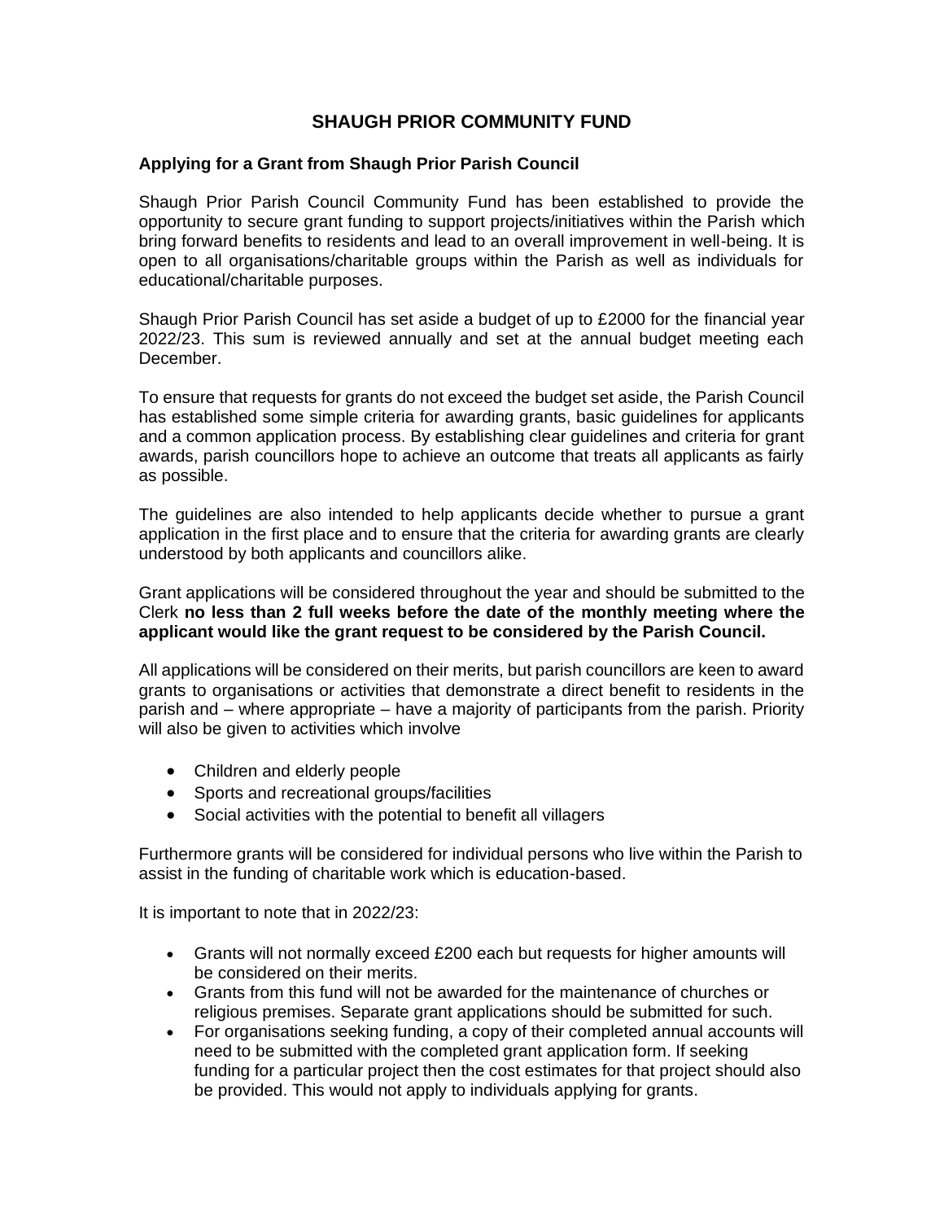# SHAUGH PRIOR COMMUNITY FUND

## Applying for a Grant from Shaugh Prior Parish Council

Shaugh Prior Parish Council Community Fund has been established to provide the opportunity to secure grant funding to support projects/initiatives within the Parish which bring forward benefits to residents and lead to an overall improvement in well-being. It is open to all organisations/charitable groups within the Parish as well as individuals for educational/charitable purposes.

Shaugh Prior Parish Council has set aside a budget of up to £2000 for the financial year 2022/23. This sum is reviewed annually and set at the annual budget meeting each December.

To ensure that requests for grants do not exceed the budget set aside, the Parish Council has established some simple criteria for awarding grants, basic guidelines for applicants and a common application process. By establishing clear guidelines and criteria for grant awards, parish councillors hope to achieve an outcome that treats all applicants as fairly as possible.

The guidelines are also intended to help applicants decide whether to pursue a grant application in the first place and to ensure that the criteria for awarding grants are clearly understood by both applicants and councillors alike.

Grant applications will be considered throughout the year and should be submitted to the Clerk **no less than 2 full weeks before the date of the monthly meeting where the applicant would like the grant request to be considered by the Parish Council.**

All applications will be considered on their merits, but parish councillors are keen to award grants to organisations or activities that demonstrate a direct benefit to residents in the parish and – where appropriate – have a majority of participants from the parish. Priority will also be given to activities which involve

- Children and elderly people
- Sports and recreational groups/facilities
- Social activities with the potential to benefit all villagers

Furthermore grants will be considered for individual persons who live within the Parish to assist in the funding of charitable work which is education-based.

It is important to note that in 2022/23:

- Grants will not normally exceed £200 each but requests for higher amounts will be considered on their merits.
- Grants from this fund will not be awarded for the maintenance of churches or religious premises. Separate grant applications should be submitted for such.
- For organisations seeking funding, a copy of their completed annual accounts will need to be submitted with the completed grant application form. If seeking funding for a particular project then the cost estimates for that project should also be provided. This would not apply to individuals applying for grants.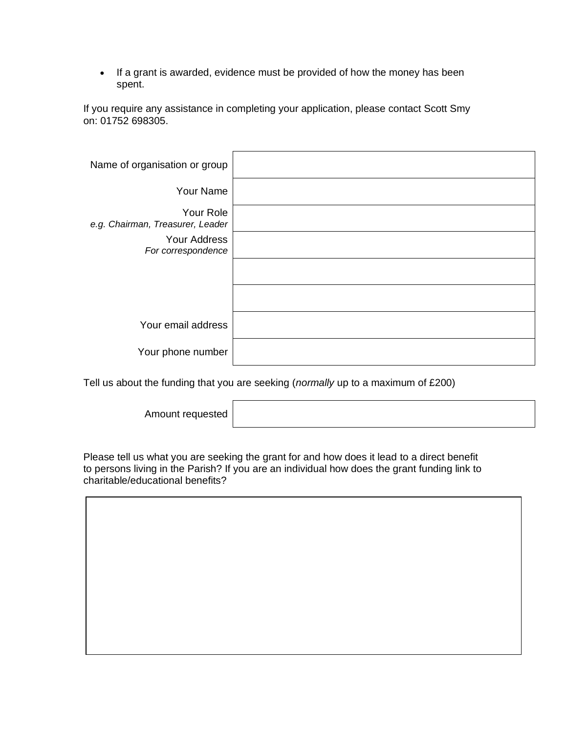- If a grant is awarded, evidence must be provided of how the money has been spent.

If you require any assistance in completing your application, please contact Scott Smy on: 01752 698305.

| | |
|---|---|
| Name of organisation or group | |
| Your Name | |
| Your Role<br>*e.g. Chairman, Treasurer, Leader* | |
| Your Address<br>*For correspondence* | |
| | |
| | |
| Your email address | |
| Your phone number | |

Tell us about the funding that you are seeking (*normally* up to a maximum of £200)

| | |
|---|---|
| Amount requested | |

Please tell us what you are seeking the grant for and how does it lead to a direct benefit to persons living in the Parish? If you are an individual how does the grant funding link to charitable/educational benefits?

| |
|---|
| |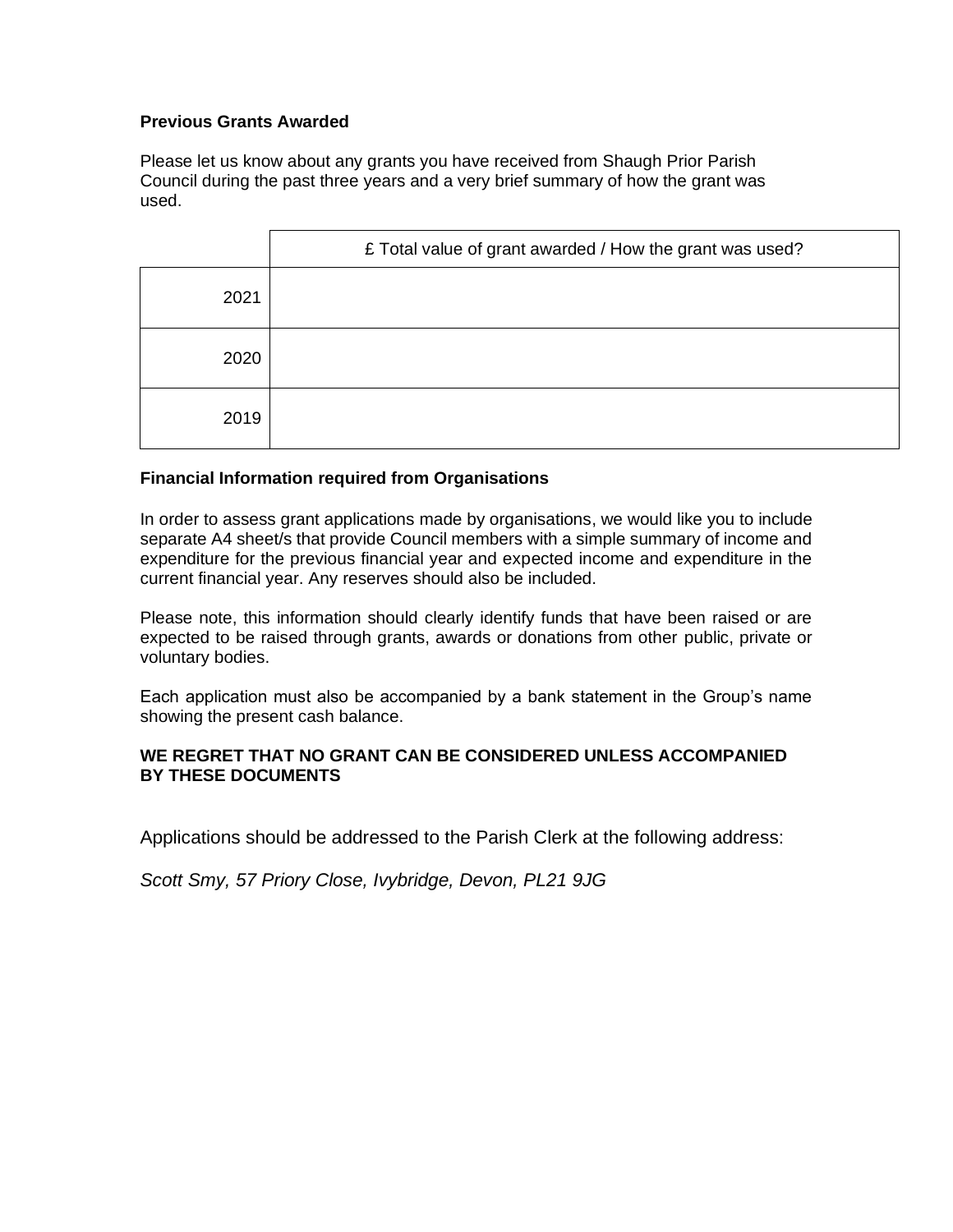**Previous Grants Awarded**

Please let us know about any grants you have received from Shaugh Prior Parish Council during the past three years and a very brief summary of how the grant was used.

| | £ Total value of grant awarded / How the grant was used? |
|---|---|
| 2021 | |
| 2020 | |
| 2019 | |

**Financial Information required from Organisations**

In order to assess grant applications made by organisations, we would like you to include separate A4 sheet/s that provide Council members with a simple summary of income and expenditure for the previous financial year and expected income and expenditure in the current financial year. Any reserves should also be included.

Please note, this information should clearly identify funds that have been raised or are expected to be raised through grants, awards or donations from other public, private or voluntary bodies.

Each application must also be accompanied by a bank statement in the Group's name showing the present cash balance.

**WE REGRET THAT NO GRANT CAN BE CONSIDERED UNLESS ACCOMPANIED BY THESE DOCUMENTS**

Applications should be addressed to the Parish Clerk at the following address:

*Scott Smy, 57 Priory Close, Ivybridge, Devon, PL21 9JG*